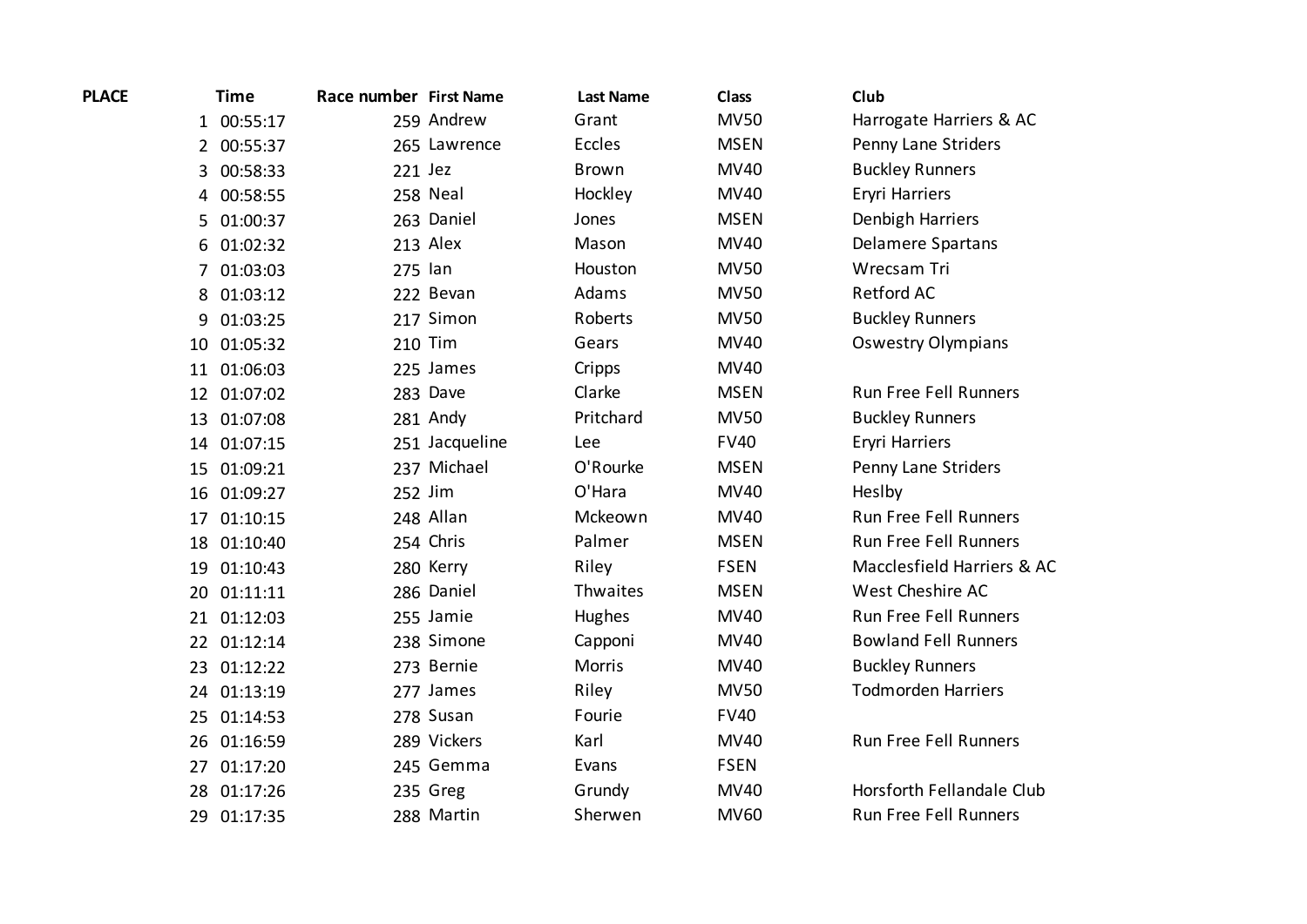| PLACE | Time | Race number | First Name | Last Name | Class | Club |
|---|---|---|---|---|---|---|
| 1 | 00:55:17 | 259 | Andrew | Grant | MV50 | Harrogate Harriers & AC |
| 2 | 00:55:37 | 265 | Lawrence | Eccles | MSEN | Penny Lane Striders |
| 3 | 00:58:33 | 221 | Jez | Brown | MV40 | Buckley Runners |
| 4 | 00:58:55 | 258 | Neal | Hockley | MV40 | Eryri Harriers |
| 5 | 01:00:37 | 263 | Daniel | Jones | MSEN | Denbigh Harriers |
| 6 | 01:02:32 | 213 | Alex | Mason | MV40 | Delamere Spartans |
| 7 | 01:03:03 | 275 | Ian | Houston | MV50 | Wrecsam Tri |
| 8 | 01:03:12 | 222 | Bevan | Adams | MV50 | Retford AC |
| 9 | 01:03:25 | 217 | Simon | Roberts | MV50 | Buckley Runners |
| 10 | 01:05:32 | 210 | Tim | Gears | MV40 | Oswestry Olympians |
| 11 | 01:06:03 | 225 | James | Cripps | MV40 | |
| 12 | 01:07:02 | 283 | Dave | Clarke | MSEN | Run Free Fell Runners |
| 13 | 01:07:08 | 281 | Andy | Pritchard | MV50 | Buckley Runners |
| 14 | 01:07:15 | 251 | Jacqueline | Lee | FV40 | Eryri Harriers |
| 15 | 01:09:21 | 237 | Michael | O'Rourke | MSEN | Penny Lane Striders |
| 16 | 01:09:27 | 252 | Jim | O'Hara | MV40 | Heslby |
| 17 | 01:10:15 | 248 | Allan | Mckeown | MV40 | Run Free Fell Runners |
| 18 | 01:10:40 | 254 | Chris | Palmer | MSEN | Run Free Fell Runners |
| 19 | 01:10:43 | 280 | Kerry | Riley | FSEN | Macclesfield Harriers & AC |
| 20 | 01:11:11 | 286 | Daniel | Thwaites | MSEN | West Cheshire AC |
| 21 | 01:12:03 | 255 | Jamie | Hughes | MV40 | Run Free Fell Runners |
| 22 | 01:12:14 | 238 | Simone | Capponi | MV40 | Bowland Fell Runners |
| 23 | 01:12:22 | 273 | Bernie | Morris | MV40 | Buckley Runners |
| 24 | 01:13:19 | 277 | James | Riley | MV50 | Todmorden Harriers |
| 25 | 01:14:53 | 278 | Susan | Fourie | FV40 | |
| 26 | 01:16:59 | 289 | Vickers | Karl | MV40 | Run Free Fell Runners |
| 27 | 01:17:20 | 245 | Gemma | Evans | FSEN | |
| 28 | 01:17:26 | 235 | Greg | Grundy | MV40 | Horsforth Fellandale Club |
| 29 | 01:17:35 | 288 | Martin | Sherwen | MV60 | Run Free Fell Runners |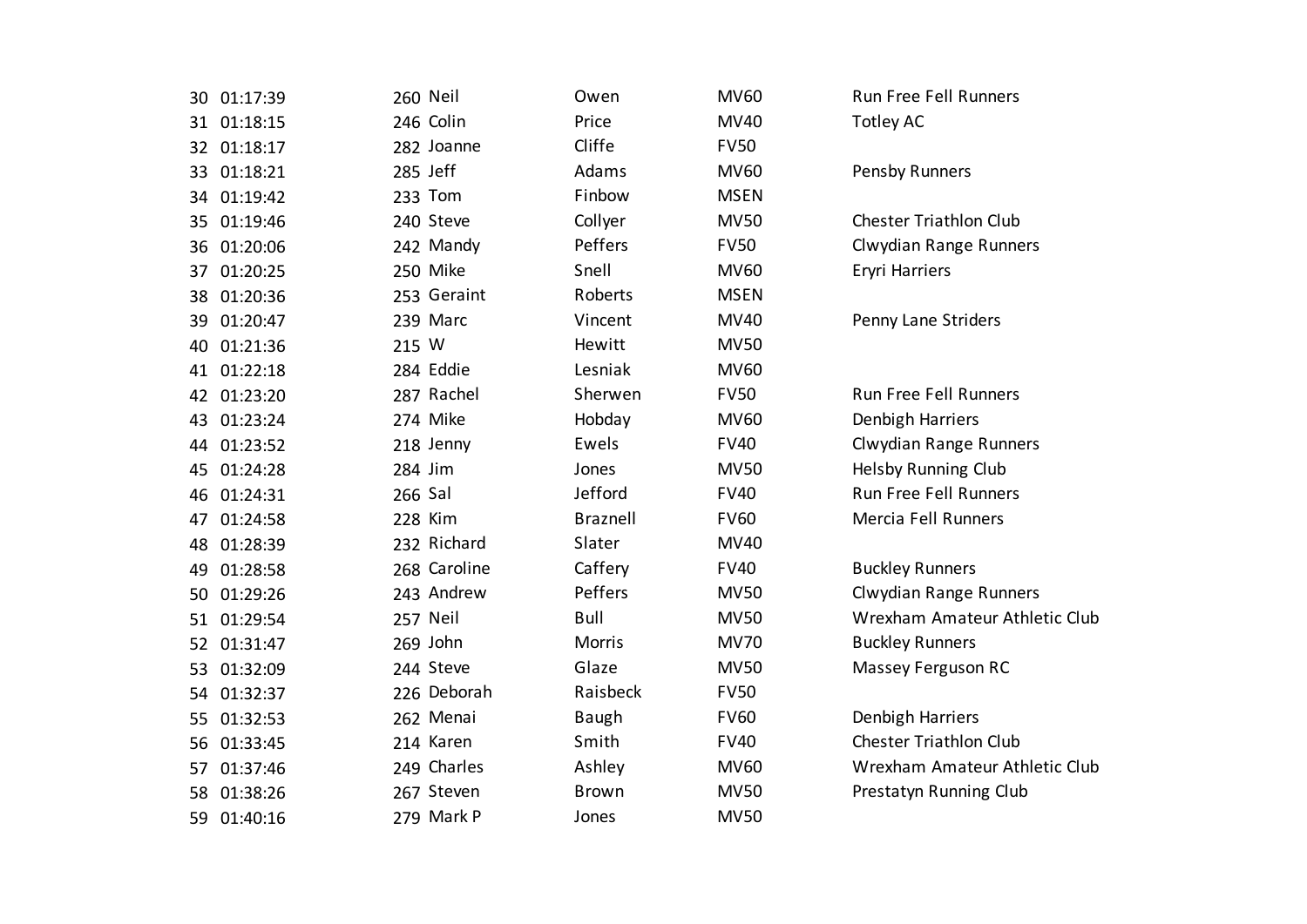| | | | | | | |
|---|---|---|---|---|---|---|
| 30 | 01:17:39 | 260 | Neil | Owen | MV60 | Run Free Fell Runners |
| 31 | 01:18:15 | 246 | Colin | Price | MV40 | Totley AC |
| 32 | 01:18:17 | 282 | Joanne | Cliffe | FV50 | |
| 33 | 01:18:21 | 285 | Jeff | Adams | MV60 | Pensby Runners |
| 34 | 01:19:42 | 233 | Tom | Finbow | MSEN | |
| 35 | 01:19:46 | 240 | Steve | Collyer | MV50 | Chester Triathlon Club |
| 36 | 01:20:06 | 242 | Mandy | Peffers | FV50 | Clwydian Range Runners |
| 37 | 01:20:25 | 250 | Mike | Snell | MV60 | Eryri Harriers |
| 38 | 01:20:36 | 253 | Geraint | Roberts | MSEN | |
| 39 | 01:20:47 | 239 | Marc | Vincent | MV40 | Penny Lane Striders |
| 40 | 01:21:36 | 215 | W | Hewitt | MV50 | |
| 41 | 01:22:18 | 284 | Eddie | Lesniak | MV60 | |
| 42 | 01:23:20 | 287 | Rachel | Sherwen | FV50 | Run Free Fell Runners |
| 43 | 01:23:24 | 274 | Mike | Hobday | MV60 | Denbigh Harriers |
| 44 | 01:23:52 | 218 | Jenny | Ewels | FV40 | Clwydian Range Runners |
| 45 | 01:24:28 | 284 | Jim | Jones | MV50 | Helsby Running Club |
| 46 | 01:24:31 | 266 | Sal | Jefford | FV40 | Run Free Fell Runners |
| 47 | 01:24:58 | 228 | Kim | Braznell | FV60 | Mercia Fell Runners |
| 48 | 01:28:39 | 232 | Richard | Slater | MV40 | |
| 49 | 01:28:58 | 268 | Caroline | Caffery | FV40 | Buckley Runners |
| 50 | 01:29:26 | 243 | Andrew | Peffers | MV50 | Clwydian Range Runners |
| 51 | 01:29:54 | 257 | Neil | Bull | MV50 | Wrexham Amateur Athletic Club |
| 52 | 01:31:47 | 269 | John | Morris | MV70 | Buckley Runners |
| 53 | 01:32:09 | 244 | Steve | Glaze | MV50 | Massey Ferguson RC |
| 54 | 01:32:37 | 226 | Deborah | Raisbeck | FV50 | |
| 55 | 01:32:53 | 262 | Menai | Baugh | FV60 | Denbigh Harriers |
| 56 | 01:33:45 | 214 | Karen | Smith | FV40 | Chester Triathlon Club |
| 57 | 01:37:46 | 249 | Charles | Ashley | MV60 | Wrexham Amateur Athletic Club |
| 58 | 01:38:26 | 267 | Steven | Brown | MV50 | Prestatyn Running Club |
| 59 | 01:40:16 | 279 | Mark P | Jones | MV50 | |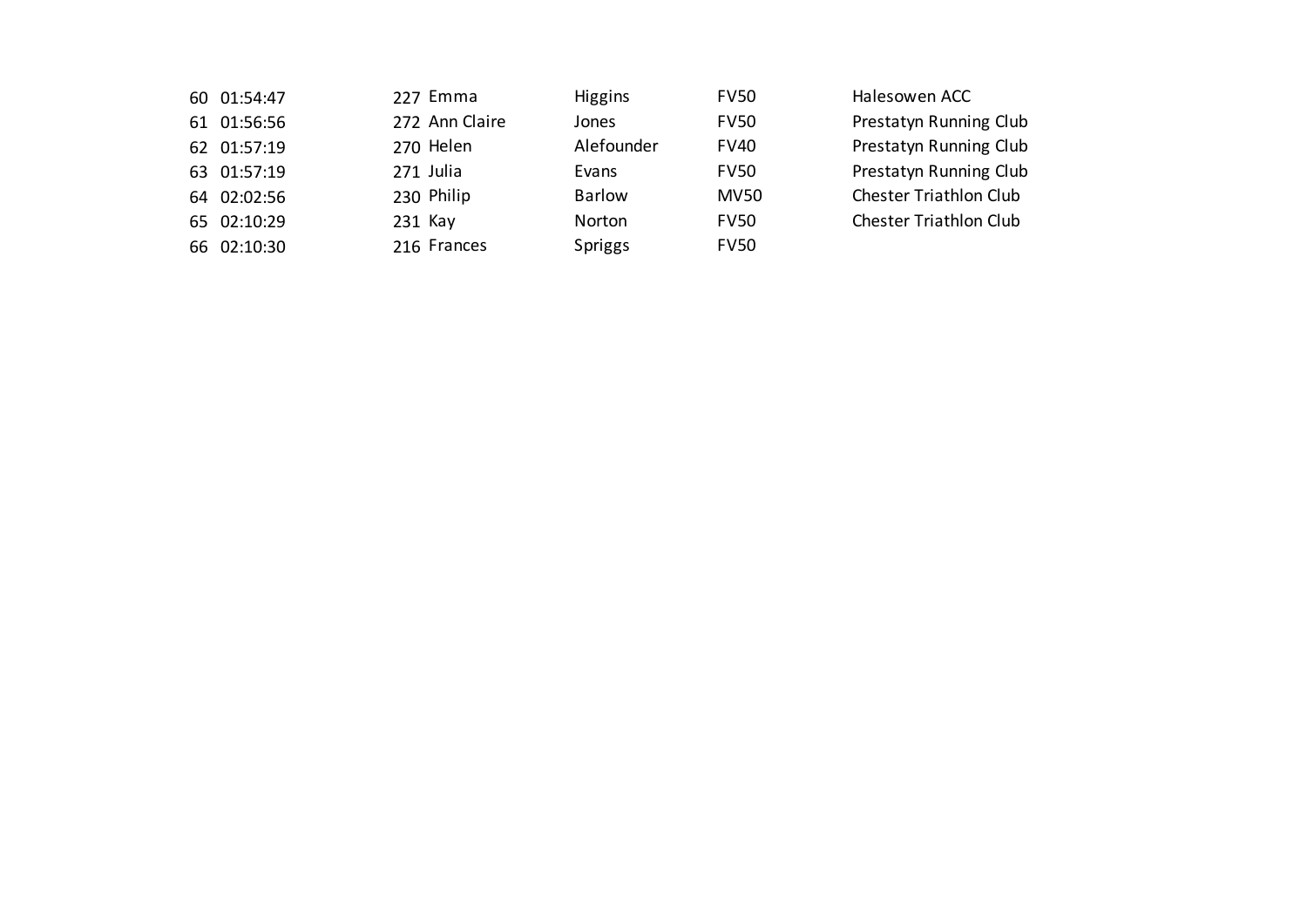| | | | | | | |
|---|---|---|---|---|---|---|
| 60 | 01:54:47 | 227 | Emma | Higgins | FV50 | Halesowen ACC |
| 61 | 01:56:56 | 272 | Ann Claire | Jones | FV50 | Prestatyn Running Club |
| 62 | 01:57:19 | 270 | Helen | Alefounder | FV40 | Prestatyn Running Club |
| 63 | 01:57:19 | 271 | Julia | Evans | FV50 | Prestatyn Running Club |
| 64 | 02:02:56 | 230 | Philip | Barlow | MV50 | Chester Triathlon Club |
| 65 | 02:10:29 | 231 | Kay | Norton | FV50 | Chester Triathlon Club |
| 66 | 02:10:30 | 216 | Frances | Spriggs | FV50 | |